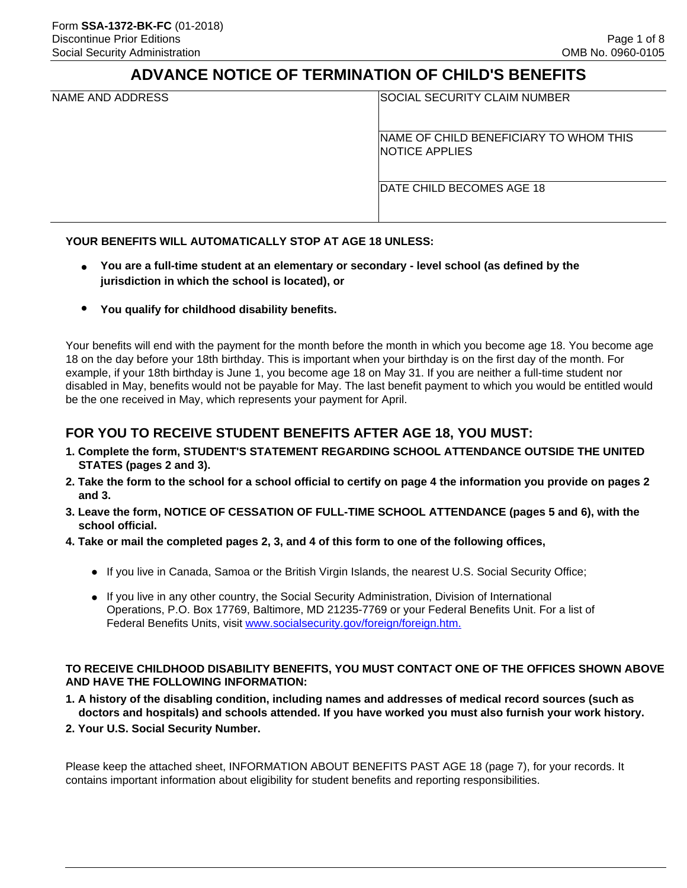Form **SSA-1372-BK-FC** (01-2018)
Discontinue Prior Editions
Social Security Administration

OMB No. 0960-0105

# ADVANCE NOTICE OF TERMINATION OF CHILD'S BENEFITS

| NAME AND ADDRESS | SOCIAL SECURITY CLAIM NUMBER |
| --- | --- |
| | NAME OF CHILD BENEFICIARY TO WHOM THIS NOTICE APPLIES |
| | DATE CHILD BECOMES AGE 18 |

**YOUR BENEFITS WILL AUTOMATICALLY STOP AT AGE 18 UNLESS:**

- **You are a full-time student at an elementary or secondary - level school (as defined by the jurisdiction in which the school is located), or**
- **You qualify for childhood disability benefits.**

Your benefits will end with the payment for the month before the month in which you become age 18. You become age 18 on the day before your 18th birthday. This is important when your birthday is on the first day of the month. For example, if your 18th birthday is June 1, you become age 18 on May 31. If you are neither a full-time student nor disabled in May, benefits would not be payable for May. The last benefit payment to which you would be entitled would be the one received in May, which represents your payment for April.

## FOR YOU TO RECEIVE STUDENT BENEFITS AFTER AGE 18, YOU MUST:

1. **Complete the form, STUDENT'S STATEMENT REGARDING SCHOOL ATTENDANCE OUTSIDE THE UNITED STATES (pages 2 and 3).**
2. **Take the form to the school for a school official to certify on page 4 the information you provide on pages 2 and 3.**
3. **Leave the form, NOTICE OF CESSATION OF FULL-TIME SCHOOL ATTENDANCE (pages 5 and 6), with the school official.**
4. **Take or mail the completed pages 2, 3, and 4 of this form to one of the following offices,**
   - If you live in Canada, Samoa or the British Virgin Islands, the nearest U.S. Social Security Office;
   - If you live in any other country, the Social Security Administration, Division of International Operations, P.O. Box 17769, Baltimore, MD 21235-7769 or your Federal Benefits Unit. For a list of Federal Benefits Units, visit www.socialsecurity.gov/foreign/foreign.htm.

**TO RECEIVE CHILDHOOD DISABILITY BENEFITS, YOU MUST CONTACT ONE OF THE OFFICES SHOWN ABOVE AND HAVE THE FOLLOWING INFORMATION:**

1. **A history of the disabling condition, including names and addresses of medical record sources (such as doctors and hospitals) and schools attended. If you have worked you must also furnish your work history.**
2. **Your U.S. Social Security Number.**

Please keep the attached sheet, INFORMATION ABOUT BENEFITS PAST AGE 18 (page 7), for your records. It contains important information about eligibility for student benefits and reporting responsibilities.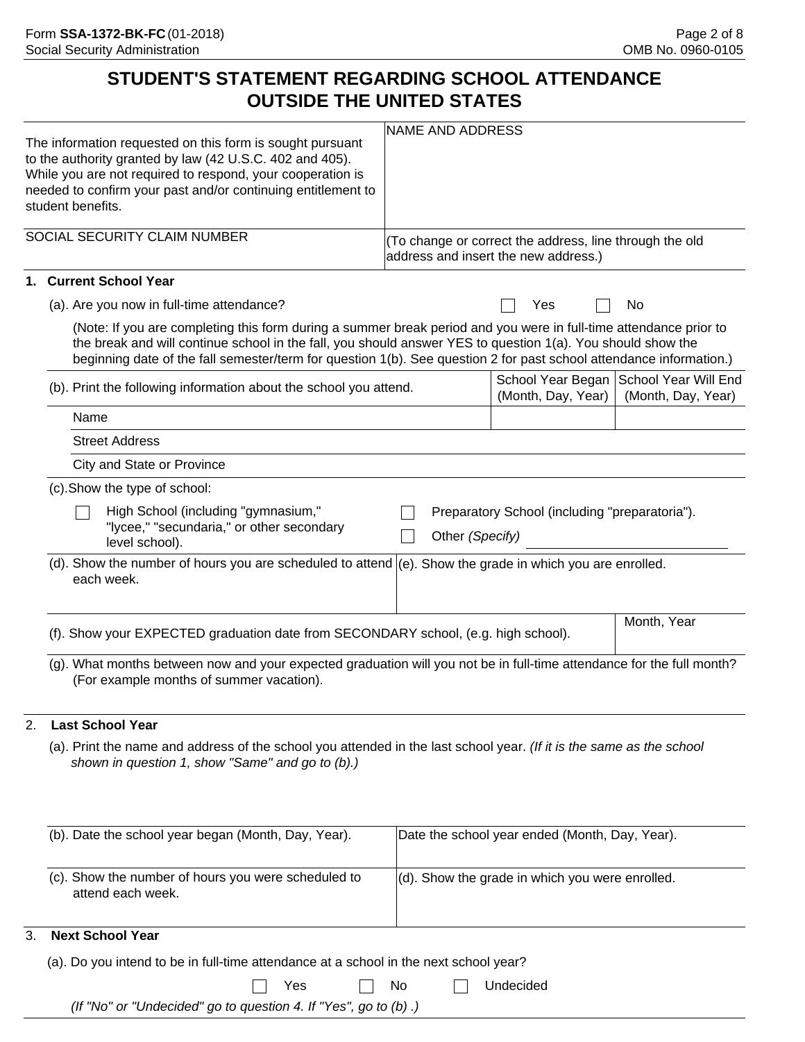Form **SSA-1372-BK-FC** (01-2018)
Social Security Administration

OMB No. 0960-0105

# STUDENT'S STATEMENT REGARDING SCHOOL ATTENDANCE OUTSIDE THE UNITED STATES

| | |
|---|---|
| The information requested on this form is sought pursuant to the authority granted by law (42 U.S.C. 402 and 405). While you are not required to respond, your cooperation is needed to confirm your past and/or continuing entitlement to student benefits. | NAME AND ADDRESS |
| SOCIAL SECURITY CLAIM NUMBER | (To change or correct the address, line through the old address and insert the new address.) |

**1. Current School Year**

(a). Are you now in full-time attendance? ☐ Yes ☐ No

(Note: If you are completing this form during a summer break period and you were in full-time attendance prior to the break and will continue school in the fall, you should answer YES to question 1(a). You should show the beginning date of the fall semester/term for question 1(b). See question 2 for past school attendance information.)

| (b). Print the following information about the school you attend. | School Year Began (Month, Day, Year) | School Year Will End (Month, Day, Year) |
|---|---|---|
| Name | | |
| Street Address | | |
| City and State or Province | | |

(c). Show the type of school:

☐ High School (including "gymnasium," "lycee," "secundaria," or other secondary level school).

☐ Preparatory School (including "preparatoria").

☐ Other *(Specify)* ____________________

| (d). Show the number of hours you are scheduled to attend each week. | (e). Show the grade in which you are enrolled. |
|---|---|
| | |

| (f). Show your EXPECTED graduation date from SECONDARY school, (e.g. high school). | Month, Year |
|---|---|
| | |

(g). What months between now and your expected graduation will you not be in full-time attendance for the full month? (For example months of summer vacation).

2. **Last School Year**

(a). Print the name and address of the school you attended in the last school year. *(If it is the same as the school shown in question 1, show "Same" and go to (b).)*

| (b). Date the school year began (Month, Day, Year). | Date the school year ended (Month, Day, Year). |
|---|---|
| (c). Show the number of hours you were scheduled to attend each week. | (d). Show the grade in which you were enrolled. |

3. **Next School Year**

(a). Do you intend to be in full-time attendance at a school in the next school year?

☐ Yes ☐ No ☐ Undecided

*(If "No" or "Undecided" go to question 4. If "Yes", go to (b) .)*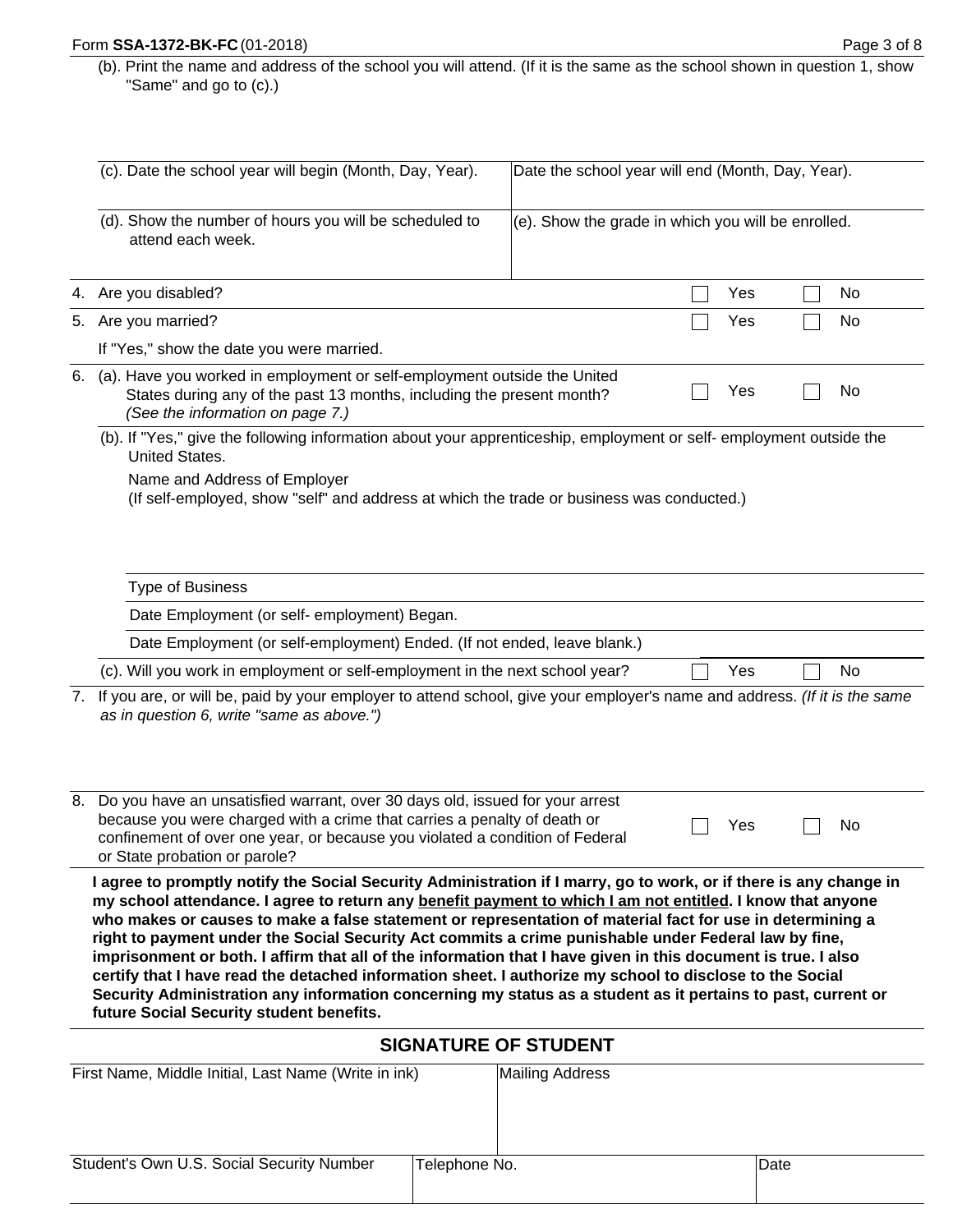(b). Print the name and address of the school you will attend. (If it is the same as the school shown in question 1, show "Same" and go to (c).)

| (c). Date the school year will begin (Month, Day, Year). | Date the school year will end (Month, Day, Year). |
| --- | --- |
| (d). Show the number of hours you will be scheduled to attend each week. | (e). Show the grade in which you will be enrolled. |

4. Are you disabled? ☐ Yes ☐ No

5. Are you married? ☐ Yes ☐ No

   If "Yes," show the date you were married.

6. (a). Have you worked in employment or self-employment outside the United States during any of the past 13 months, including the present month? *(See the information on page 7.)* ☐ Yes ☐ No

   (b). If "Yes," give the following information about your apprenticeship, employment or self- employment outside the United States.

   Name and Address of Employer
   (If self-employed, show "self" and address at which the trade or business was conducted.)

   Type of Business

   Date Employment (or self- employment) Began.

   Date Employment (or self-employment) Ended. (If not ended, leave blank.)

   (c). Will you work in employment or self-employment in the next school year? ☐ Yes ☐ No

7. If you are, or will be, paid by your employer to attend school, give your employer's name and address. *(If it is the same as in question 6, write "same as above.")*

8. Do you have an unsatisfied warrant, over 30 days old, issued for your arrest because you were charged with a crime that carries a penalty of death or confinement of over one year, or because you violated a condition of Federal or State probation or parole? ☐ Yes ☐ No

**I agree to promptly notify the Social Security Administration if I marry, go to work, or if there is any change in my school attendance. I agree to return any benefit payment to which I am not entitled. I know that anyone who makes or causes to make a false statement or representation of material fact for use in determining a right to payment under the Social Security Act commits a crime punishable under Federal law by fine, imprisonment or both. I affirm that all of the information that I have given in this document is true. I also certify that I have read the detached information sheet. I authorize my school to disclose to the Social Security Administration any information concerning my status as a student as it pertains to past, current or future Social Security student benefits.**

## SIGNATURE OF STUDENT

| First Name, Middle Initial, Last Name (Write in ink) | | Mailing Address |
| --- | --- | --- |
| Student's Own U.S. Social Security Number | Telephone No. | Date |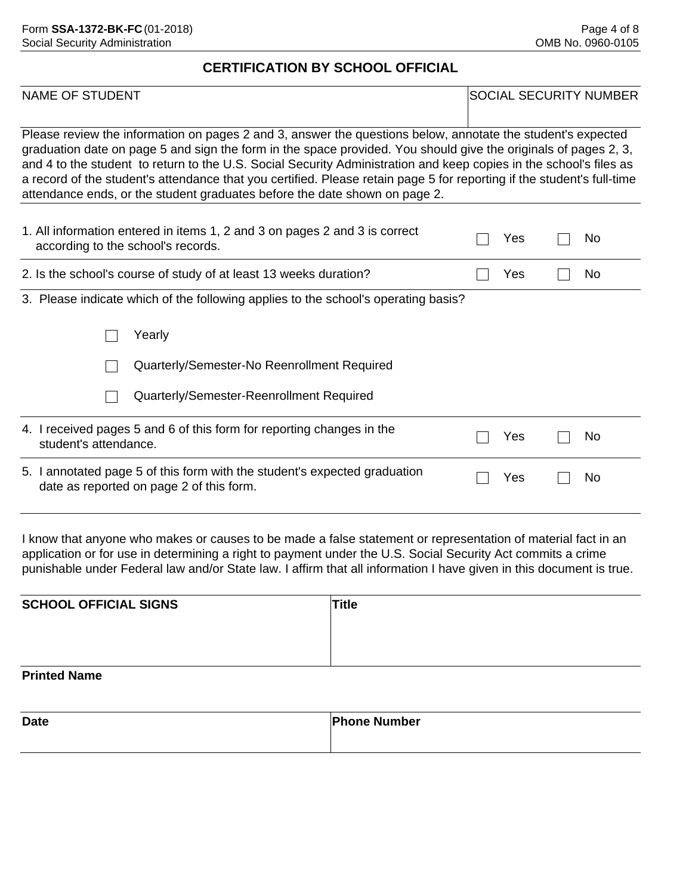## CERTIFICATION BY SCHOOL OFFICIAL

| NAME OF STUDENT | SOCIAL SECURITY NUMBER |
| --- | --- |
| | |

Please review the information on pages 2 and 3, answer the questions below, annotate the student's expected graduation date on page 5 and sign the form in the space provided. You should give the originals of pages 2, 3, and 4 to the student to return to the U.S. Social Security Administration and keep copies in the school's files as a record of the student's attendance that you certified. Please retain page 5 for reporting if the student's full-time attendance ends, or the student graduates before the date shown on page 2.

1. All information entered in items 1, 2 and 3 on pages 2 and 3 is correct according to the school's records. ☐ Yes ☐ No

2. Is the school's course of study of at least 13 weeks duration? ☐ Yes ☐ No

3. Please indicate which of the following applies to the school's operating basis?

   ☐ Yearly

   ☐ Quarterly/Semester-No Reenrollment Required

   ☐ Quarterly/Semester-Reenrollment Required

4. I received pages 5 and 6 of this form for reporting changes in the student's attendance. ☐ Yes ☐ No

5. I annotated page 5 of this form with the student's expected graduation date as reported on page 2 of this form. ☐ Yes ☐ No

I know that anyone who makes or causes to be made a false statement or representation of material fact in an application or for use in determining a right to payment under the U.S. Social Security Act commits a crime punishable under Federal law and/or State law. I affirm that all information I have given in this document is true.

| **SCHOOL OFFICIAL SIGNS** | **Title** |
| --- | --- |
| | |

**Printed Name**

| **Date** | **Phone Number** |
| --- | --- |
| | |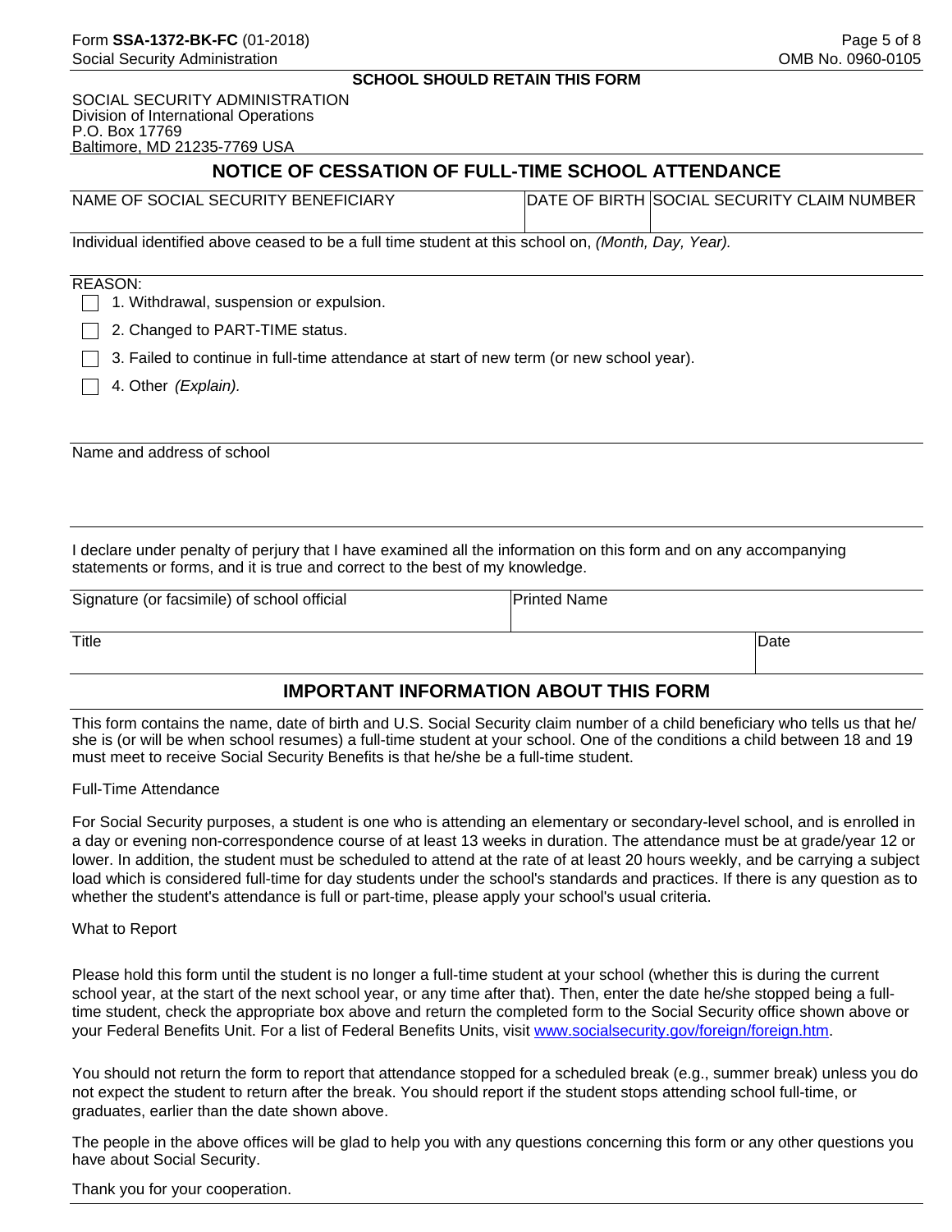**SCHOOL SHOULD RETAIN THIS FORM**

SOCIAL SECURITY ADMINISTRATION
Division of International Operations
P.O. Box 17769
Baltimore, MD 21235-7769 USA

## NOTICE OF CESSATION OF FULL-TIME SCHOOL ATTENDANCE

| NAME OF SOCIAL SECURITY BENEFICIARY | DATE OF BIRTH | SOCIAL SECURITY CLAIM NUMBER |
|---|---|---|
| | | |

Individual identified above ceased to be a full time student at this school on, *(Month, Day, Year).*

REASON:

- ☐ 1. Withdrawal, suspension or expulsion.
- ☐ 2. Changed to PART-TIME status.
- ☐ 3. Failed to continue in full-time attendance at start of new term (or new school year).
- ☐ 4. Other *(Explain).*

Name and address of school

I declare under penalty of perjury that I have examined all the information on this form and on any accompanying statements or forms, and it is true and correct to the best of my knowledge.

| Signature (or facsimile) of school official | Printed Name |
|---|---|
| | |

| Title | Date |
|---|---|
| | |

## IMPORTANT INFORMATION ABOUT THIS FORM

This form contains the name, date of birth and U.S. Social Security claim number of a child beneficiary who tells us that he/she is (or will be when school resumes) a full-time student at your school. One of the conditions a child between 18 and 19 must meet to receive Social Security Benefits is that he/she be a full-time student.

Full-Time Attendance

For Social Security purposes, a student is one who is attending an elementary or secondary-level school, and is enrolled in a day or evening non-correspondence course of at least 13 weeks in duration. The attendance must be at grade/year 12 or lower. In addition, the student must be scheduled to attend at the rate of at least 20 hours weekly, and be carrying a subject load which is considered full-time for day students under the school's standards and practices. If there is any question as to whether the student's attendance is full or part-time, please apply your school's usual criteria.

What to Report

Please hold this form until the student is no longer a full-time student at your school (whether this is during the current school year, at the start of the next school year, or any time after that). Then, enter the date he/she stopped being a full-time student, check the appropriate box above and return the completed form to the Social Security office shown above or your Federal Benefits Unit. For a list of Federal Benefits Units, visit www.socialsecurity.gov/foreign/foreign.htm.

You should not return the form to report that attendance stopped for a scheduled break (e.g., summer break) unless you do not expect the student to return after the break. You should report if the student stops attending school full-time, or graduates, earlier than the date shown above.

The people in the above offices will be glad to help you with any questions concerning this form or any other questions you have about Social Security.

Thank you for your cooperation.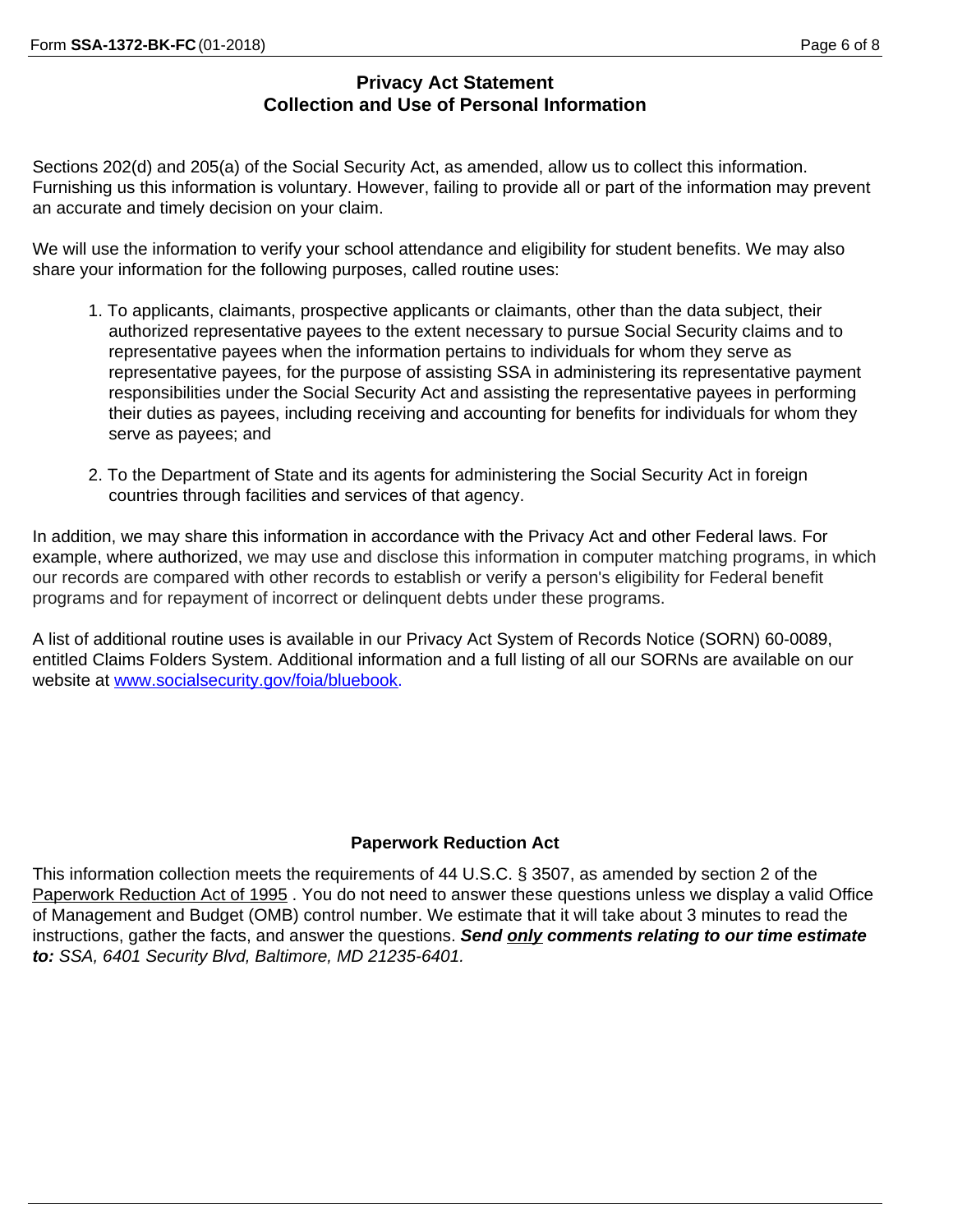## Privacy Act Statement
## Collection and Use of Personal Information

Sections 202(d) and 205(a) of the Social Security Act, as amended, allow us to collect this information. Furnishing us this information is voluntary. However, failing to provide all or part of the information may prevent an accurate and timely decision on your claim.

We will use the information to verify your school attendance and eligibility for student benefits. We may also share your information for the following purposes, called routine uses:

1. To applicants, claimants, prospective applicants or claimants, other than the data subject, their authorized representative payees to the extent necessary to pursue Social Security claims and to representative payees when the information pertains to individuals for whom they serve as representative payees, for the purpose of assisting SSA in administering its representative payment responsibilities under the Social Security Act and assisting the representative payees in performing their duties as payees, including receiving and accounting for benefits for individuals for whom they serve as payees; and

2. To the Department of State and its agents for administering the Social Security Act in foreign countries through facilities and services of that agency.

In addition, we may share this information in accordance with the Privacy Act and other Federal laws. For example, where authorized, we may use and disclose this information in computer matching programs, in which our records are compared with other records to establish or verify a person's eligibility for Federal benefit programs and for repayment of incorrect or delinquent debts under these programs.

A list of additional routine uses is available in our Privacy Act System of Records Notice (SORN) 60-0089, entitled Claims Folders System. Additional information and a full listing of all our SORNs are available on our website at www.socialsecurity.gov/foia/bluebook.

### Paperwork Reduction Act

This information collection meets the requirements of 44 U.S.C. § 3507, as amended by section 2 of the Paperwork Reduction Act of 1995 . You do not need to answer these questions unless we display a valid Office of Management and Budget (OMB) control number. We estimate that it will take about 3 minutes to read the instructions, gather the facts, and answer the questions. ***Send only comments relating to our time estimate to:*** *SSA, 6401 Security Blvd, Baltimore, MD 21235-6401.*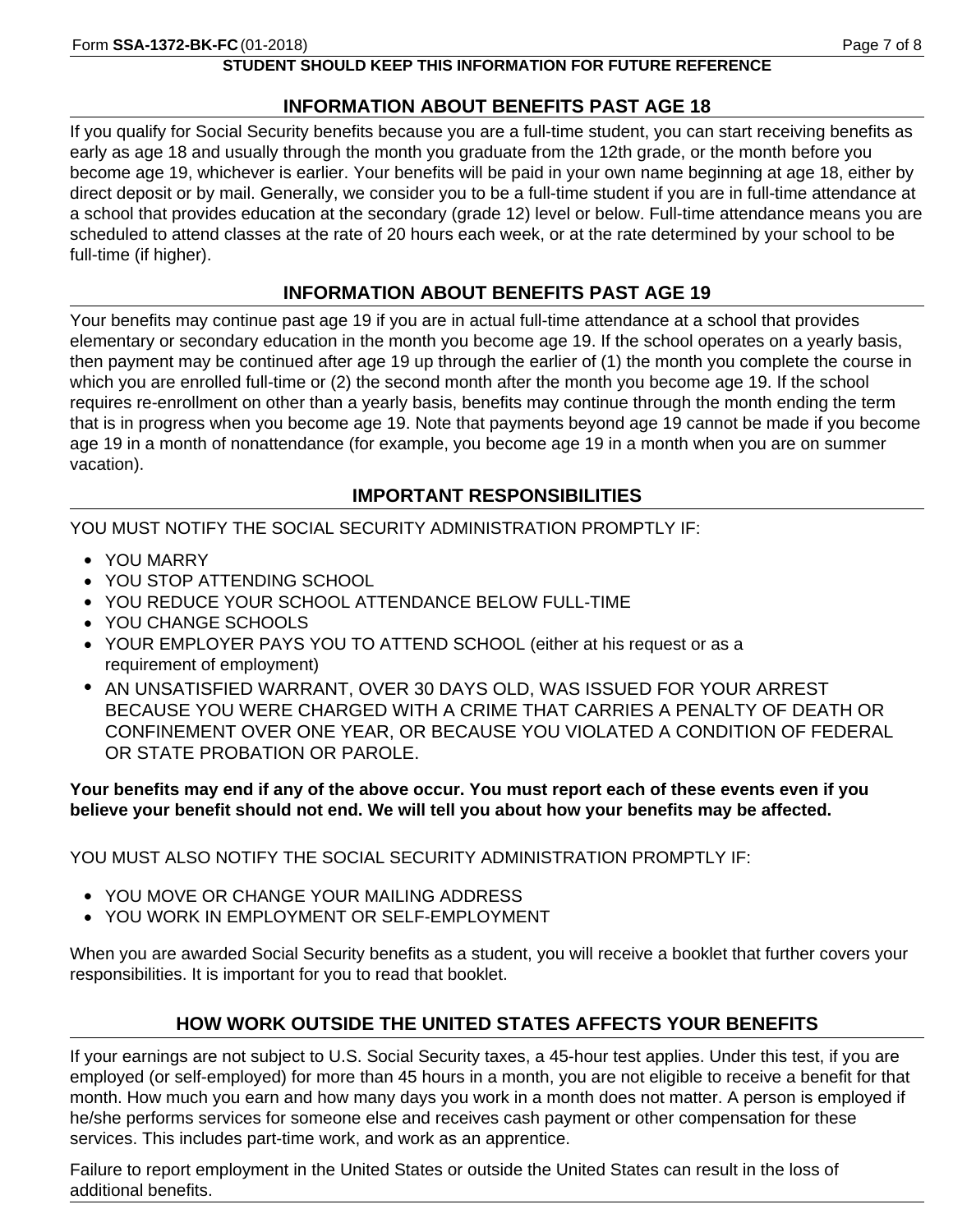**STUDENT SHOULD KEEP THIS INFORMATION FOR FUTURE REFERENCE**

## INFORMATION ABOUT BENEFITS PAST AGE 18

If you qualify for Social Security benefits because you are a full-time student, you can start receiving benefits as early as age 18 and usually through the month you graduate from the 12th grade, or the month before you become age 19, whichever is earlier. Your benefits will be paid in your own name beginning at age 18, either by direct deposit or by mail. Generally, we consider you to be a full-time student if you are in full-time attendance at a school that provides education at the secondary (grade 12) level or below. Full-time attendance means you are scheduled to attend classes at the rate of 20 hours each week, or at the rate determined by your school to be full-time (if higher).

## INFORMATION ABOUT BENEFITS PAST AGE 19

Your benefits may continue past age 19 if you are in actual full-time attendance at a school that provides elementary or secondary education in the month you become age 19. If the school operates on a yearly basis, then payment may be continued after age 19 up through the earlier of (1) the month you complete the course in which you are enrolled full-time or (2) the second month after the month you become age 19. If the school requires re-enrollment on other than a yearly basis, benefits may continue through the month ending the term that is in progress when you become age 19. Note that payments beyond age 19 cannot be made if you become age 19 in a month of nonattendance (for example, you become age 19 in a month when you are on summer vacation).

## IMPORTANT RESPONSIBILITIES

YOU MUST NOTIFY THE SOCIAL SECURITY ADMINISTRATION PROMPTLY IF:

- YOU MARRY
- YOU STOP ATTENDING SCHOOL
- YOU REDUCE YOUR SCHOOL ATTENDANCE BELOW FULL-TIME
- YOU CHANGE SCHOOLS
- YOUR EMPLOYER PAYS YOU TO ATTEND SCHOOL (either at his request or as a requirement of employment)
- AN UNSATISFIED WARRANT, OVER 30 DAYS OLD, WAS ISSUED FOR YOUR ARREST BECAUSE YOU WERE CHARGED WITH A CRIME THAT CARRIES A PENALTY OF DEATH OR CONFINEMENT OVER ONE YEAR, OR BECAUSE YOU VIOLATED A CONDITION OF FEDERAL OR STATE PROBATION OR PAROLE.

**Your benefits may end if any of the above occur. You must report each of these events even if you believe your benefit should not end. We will tell you about how your benefits may be affected.**

YOU MUST ALSO NOTIFY THE SOCIAL SECURITY ADMINISTRATION PROMPTLY IF:

- YOU MOVE OR CHANGE YOUR MAILING ADDRESS
- YOU WORK IN EMPLOYMENT OR SELF-EMPLOYMENT

When you are awarded Social Security benefits as a student, you will receive a booklet that further covers your responsibilities. It is important for you to read that booklet.

## HOW WORK OUTSIDE THE UNITED STATES AFFECTS YOUR BENEFITS

If your earnings are not subject to U.S. Social Security taxes, a 45-hour test applies. Under this test, if you are employed (or self-employed) for more than 45 hours in a month, you are not eligible to receive a benefit for that month. How much you earn and how many days you work in a month does not matter. A person is employed if he/she performs services for someone else and receives cash payment or other compensation for these services. This includes part-time work, and work as an apprentice.

Failure to report employment in the United States or outside the United States can result in the loss of additional benefits.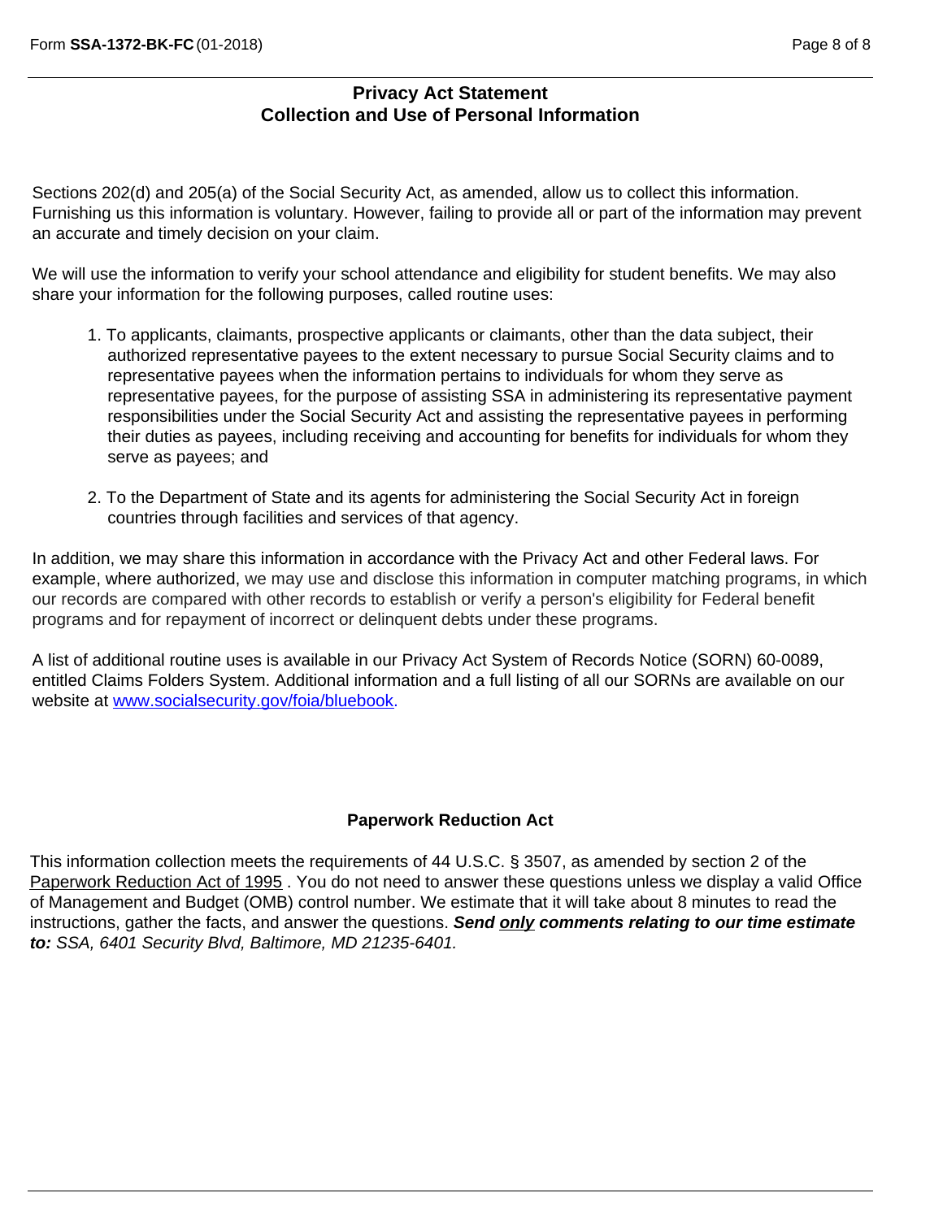## Privacy Act Statement
## Collection and Use of Personal Information

Sections 202(d) and 205(a) of the Social Security Act, as amended, allow us to collect this information. Furnishing us this information is voluntary. However, failing to provide all or part of the information may prevent an accurate and timely decision on your claim.

We will use the information to verify your school attendance and eligibility for student benefits. We may also share your information for the following purposes, called routine uses:

1. To applicants, claimants, prospective applicants or claimants, other than the data subject, their authorized representative payees to the extent necessary to pursue Social Security claims and to representative payees when the information pertains to individuals for whom they serve as representative payees, for the purpose of assisting SSA in administering its representative payment responsibilities under the Social Security Act and assisting the representative payees in performing their duties as payees, including receiving and accounting for benefits for individuals for whom they serve as payees; and

2. To the Department of State and its agents for administering the Social Security Act in foreign countries through facilities and services of that agency.

In addition, we may share this information in accordance with the Privacy Act and other Federal laws. For example, where authorized, we may use and disclose this information in computer matching programs, in which our records are compared with other records to establish or verify a person's eligibility for Federal benefit programs and for repayment of incorrect or delinquent debts under these programs.

A list of additional routine uses is available in our Privacy Act System of Records Notice (SORN) 60-0089, entitled Claims Folders System. Additional information and a full listing of all our SORNs are available on our website at www.socialsecurity.gov/foia/bluebook.

### Paperwork Reduction Act

This information collection meets the requirements of 44 U.S.C. § 3507, as amended by section 2 of the Paperwork Reduction Act of 1995 . You do not need to answer these questions unless we display a valid Office of Management and Budget (OMB) control number. We estimate that it will take about 8 minutes to read the instructions, gather the facts, and answer the questions. ***Send only comments relating to our time estimate to:*** *SSA, 6401 Security Blvd, Baltimore, MD 21235-6401.*